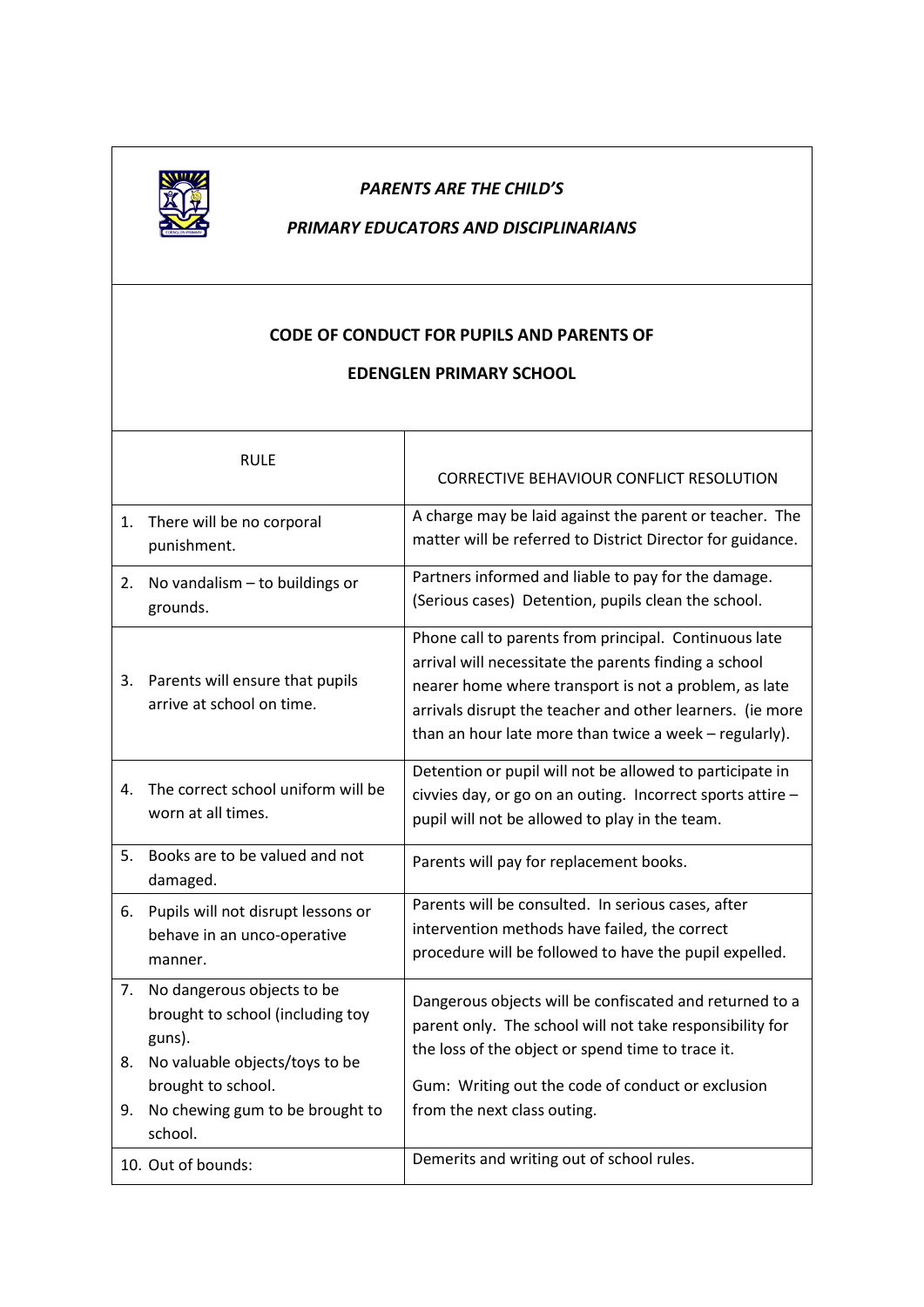***PARENTS ARE THE CHILD'S***

***PRIMARY EDUCATORS AND DISCIPLINARIANS***

**CODE OF CONDUCT FOR PUPILS AND PARENTS OF**

**EDENGLEN PRIMARY SCHOOL**

| RULE | CORRECTIVE BEHAVIOUR CONFLICT RESOLUTION |
|---|---|
| 1. There will be no corporal punishment. | A charge may be laid against the parent or teacher. The matter will be referred to District Director for guidance. |
| 2. No vandalism – to buildings or grounds. | Partners informed and liable to pay for the damage. (Serious cases) Detention, pupils clean the school. |
| 3. Parents will ensure that pupils arrive at school on time. | Phone call to parents from principal. Continuous late arrival will necessitate the parents finding a school nearer home where transport is not a problem, as late arrivals disrupt the teacher and other learners. (ie more than an hour late more than twice a week – regularly). |
| 4. The correct school uniform will be worn at all times. | Detention or pupil will not be allowed to participate in civvies day, or go on an outing. Incorrect sports attire – pupil will not be allowed to play in the team. |
| 5. Books are to be valued and not damaged. | Parents will pay for replacement books. |
| 6. Pupils will not disrupt lessons or behave in an unco-operative manner. | Parents will be consulted. In serious cases, after intervention methods have failed, the correct procedure will be followed to have the pupil expelled. |
| 7. No dangerous objects to be brought to school (including toy guns).<br>8. No valuable objects/toys to be brought to school.<br>9. No chewing gum to be brought to school. | Dangerous objects will be confiscated and returned to a parent only. The school will not take responsibility for the loss of the object or spend time to trace it.<br>Gum: Writing out the code of conduct or exclusion from the next class outing. |
| 10. Out of bounds: | Demerits and writing out of school rules. |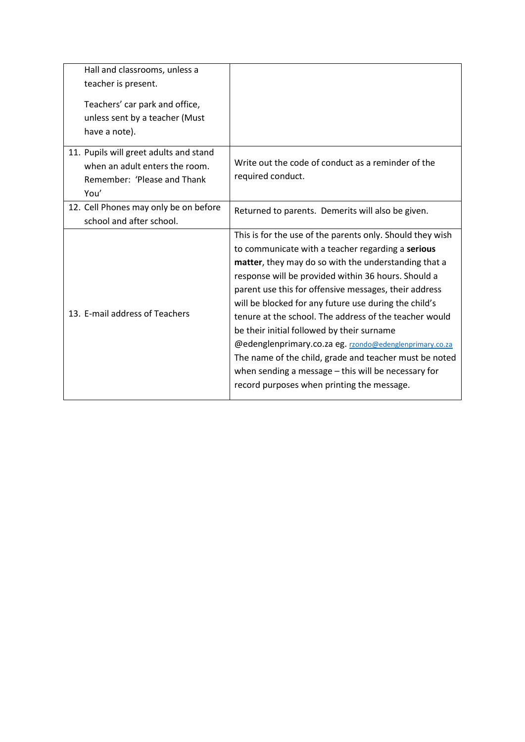| | |
|---|---|
| Hall and classrooms, unless a teacher is present.<br><br>Teachers' car park and office, unless sent by a teacher (Must have a note). | |
| 11. Pupils will greet adults and stand when an adult enters the room. Remember: 'Please and Thank You' | Write out the code of conduct as a reminder of the required conduct. |
| 12. Cell Phones may only be on before school and after school. | Returned to parents. Demerits will also be given. |
| 13. E-mail address of Teachers | This is for the use of the parents only. Should they wish to communicate with a teacher regarding a **serious matter**, they may do so with the understanding that a response will be provided within 36 hours. Should a parent use this for offensive messages, their address will be blocked for any future use during the child's tenure at the school. The address of the teacher would be their initial followed by their surname @edenglenprimary.co.za eg. rzondo@edenglenprimary.co.za The name of the child, grade and teacher must be noted when sending a message – this will be necessary for record purposes when printing the message. |